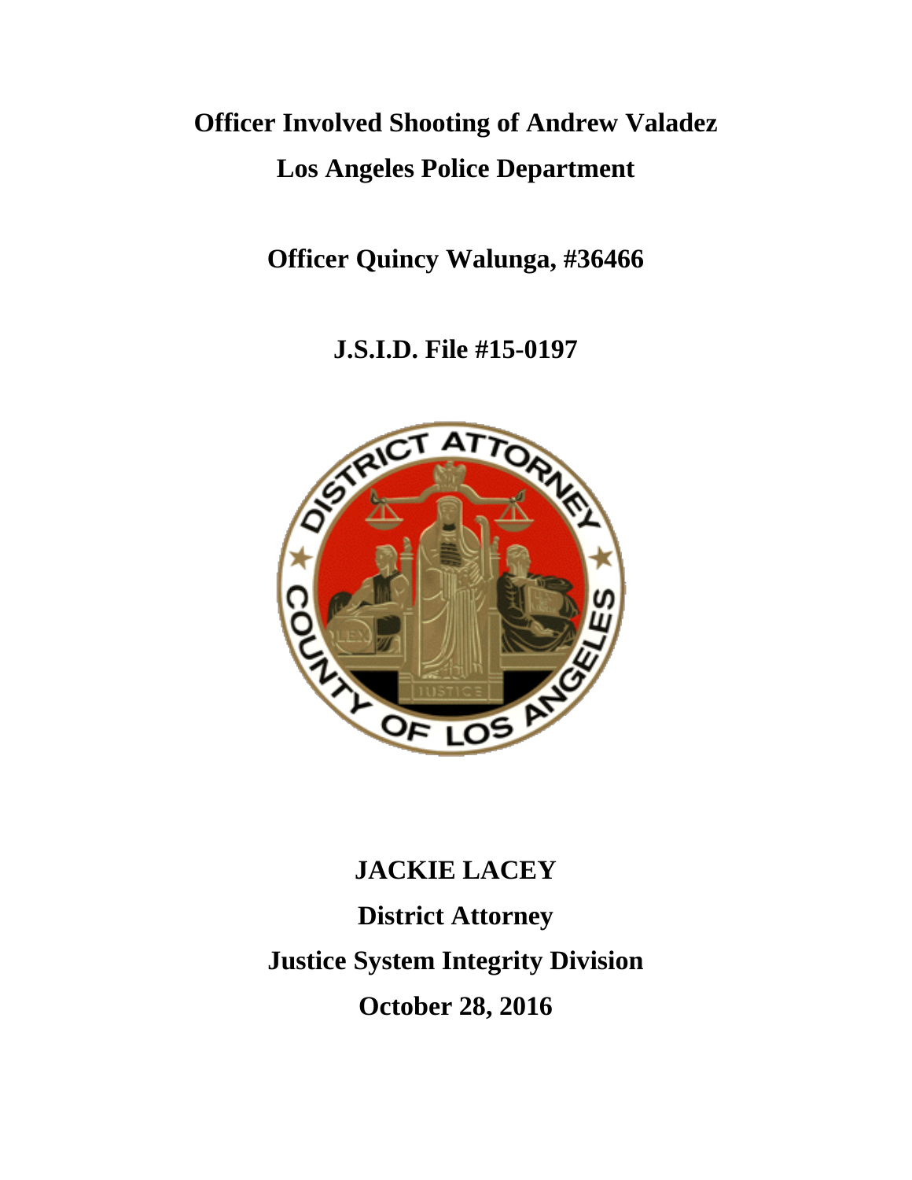# Officer Involved Shooting of Andrew Valadez

# Los Angeles Police Department

## Officer Quincy Walunga, #36466

## J.S.I.D. File #15-0197

**JACKIE LACEY**

**District Attorney**

**Justice System Integrity Division**

**October 28, 2016**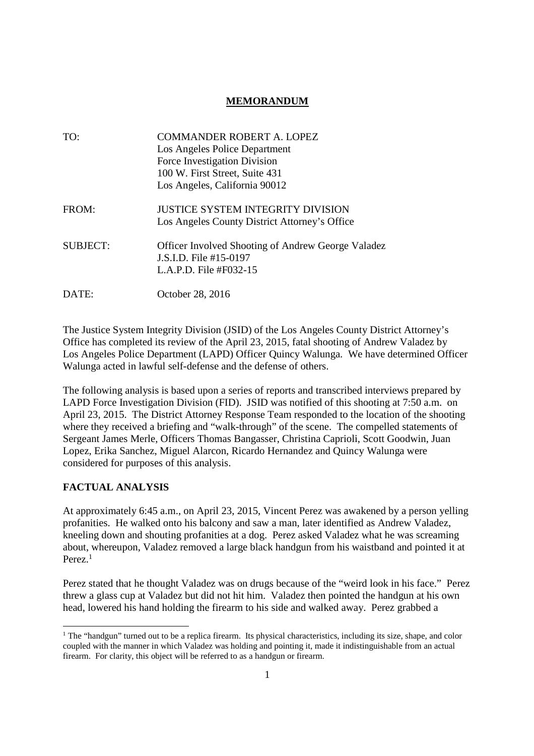**MEMORANDUM**

TO: COMMANDER ROBERT A. LOPEZ
Los Angeles Police Department
Force Investigation Division
100 W. First Street, Suite 431
Los Angeles, California 90012

FROM: JUSTICE SYSTEM INTEGRITY DIVISION
Los Angeles County District Attorney's Office

SUBJECT: Officer Involved Shooting of Andrew George Valadez
J.S.I.D. File #15-0197
L.A.P.D. File #F032-15

DATE: October 28, 2016

The Justice System Integrity Division (JSID) of the Los Angeles County District Attorney's Office has completed its review of the April 23, 2015, fatal shooting of Andrew Valadez by Los Angeles Police Department (LAPD) Officer Quincy Walunga. We have determined Officer Walunga acted in lawful self-defense and the defense of others.

The following analysis is based upon a series of reports and transcribed interviews prepared by LAPD Force Investigation Division (FID). JSID was notified of this shooting at 7:50 a.m. on April 23, 2015. The District Attorney Response Team responded to the location of the shooting where they received a briefing and "walk-through" of the scene. The compelled statements of Sergeant James Merle, Officers Thomas Bangasser, Christina Caprioli, Scott Goodwin, Juan Lopez, Erika Sanchez, Miguel Alarcon, Ricardo Hernandez and Quincy Walunga were considered for purposes of this analysis.

## FACTUAL ANALYSIS

At approximately 6:45 a.m., on April 23, 2015, Vincent Perez was awakened by a person yelling profanities. He walked onto his balcony and saw a man, later identified as Andrew Valadez, kneeling down and shouting profanities at a dog. Perez asked Valadez what he was screaming about, whereupon, Valadez removed a large black handgun from his waistband and pointed it at Perez.[1]

Perez stated that he thought Valadez was on drugs because of the "weird look in his face." Perez threw a glass cup at Valadez but did not hit him. Valadez then pointed the handgun at his own head, lowered his hand holding the firearm to his side and walked away. Perez grabbed a

[1] The "handgun" turned out to be a replica firearm. Its physical characteristics, including its size, shape, and color coupled with the manner in which Valadez was holding and pointing it, made it indistinguishable from an actual firearm. For clarity, this object will be referred to as a handgun or firearm.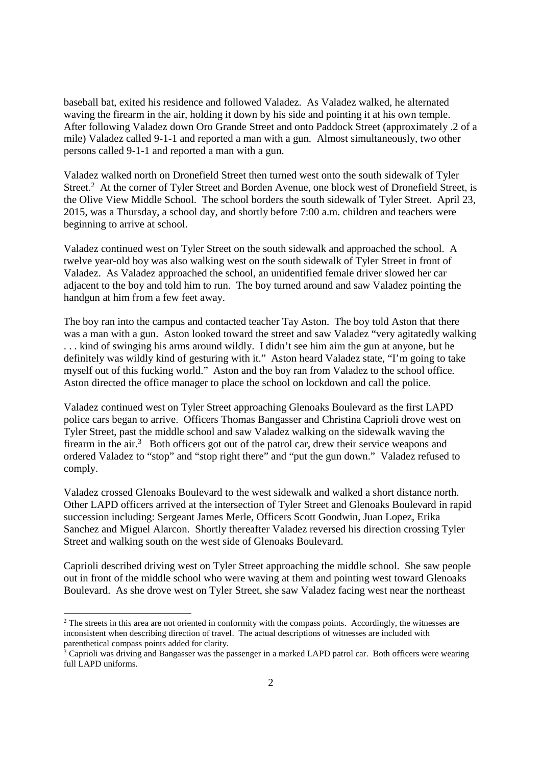baseball bat, exited his residence and followed Valadez. As Valadez walked, he alternated waving the firearm in the air, holding it down by his side and pointing it at his own temple. After following Valadez down Oro Grande Street and onto Paddock Street (approximately .2 of a mile) Valadez called 9-1-1 and reported a man with a gun. Almost simultaneously, two other persons called 9-1-1 and reported a man with a gun.

Valadez walked north on Dronefield Street then turned west onto the south sidewalk of Tyler Street.[2] At the corner of Tyler Street and Borden Avenue, one block west of Dronefield Street, is the Olive View Middle School. The school borders the south sidewalk of Tyler Street. April 23, 2015, was a Thursday, a school day, and shortly before 7:00 a.m. children and teachers were beginning to arrive at school.

Valadez continued west on Tyler Street on the south sidewalk and approached the school. A twelve year-old boy was also walking west on the south sidewalk of Tyler Street in front of Valadez. As Valadez approached the school, an unidentified female driver slowed her car adjacent to the boy and told him to run. The boy turned around and saw Valadez pointing the handgun at him from a few feet away.

The boy ran into the campus and contacted teacher Tay Aston. The boy told Aston that there was a man with a gun. Aston looked toward the street and saw Valadez "very agitatedly walking . . . kind of swinging his arms around wildly. I didn't see him aim the gun at anyone, but he definitely was wildly kind of gesturing with it." Aston heard Valadez state, "I'm going to take myself out of this fucking world." Aston and the boy ran from Valadez to the school office. Aston directed the office manager to place the school on lockdown and call the police.

Valadez continued west on Tyler Street approaching Glenoaks Boulevard as the first LAPD police cars began to arrive. Officers Thomas Bangasser and Christina Caprioli drove west on Tyler Street, past the middle school and saw Valadez walking on the sidewalk waving the firearm in the air.[3] Both officers got out of the patrol car, drew their service weapons and ordered Valadez to "stop" and "stop right there" and "put the gun down." Valadez refused to comply.

Valadez crossed Glenoaks Boulevard to the west sidewalk and walked a short distance north. Other LAPD officers arrived at the intersection of Tyler Street and Glenoaks Boulevard in rapid succession including: Sergeant James Merle, Officers Scott Goodwin, Juan Lopez, Erika Sanchez and Miguel Alarcon. Shortly thereafter Valadez reversed his direction crossing Tyler Street and walking south on the west side of Glenoaks Boulevard.

Caprioli described driving west on Tyler Street approaching the middle school. She saw people out in front of the middle school who were waving at them and pointing west toward Glenoaks Boulevard. As she drove west on Tyler Street, she saw Valadez facing west near the northeast

[2] The streets in this area are not oriented in conformity with the compass points. Accordingly, the witnesses are inconsistent when describing direction of travel. The actual descriptions of witnesses are included with parenthetical compass points added for clarity.

[3] Caprioli was driving and Bangasser was the passenger in a marked LAPD patrol car. Both officers were wearing full LAPD uniforms.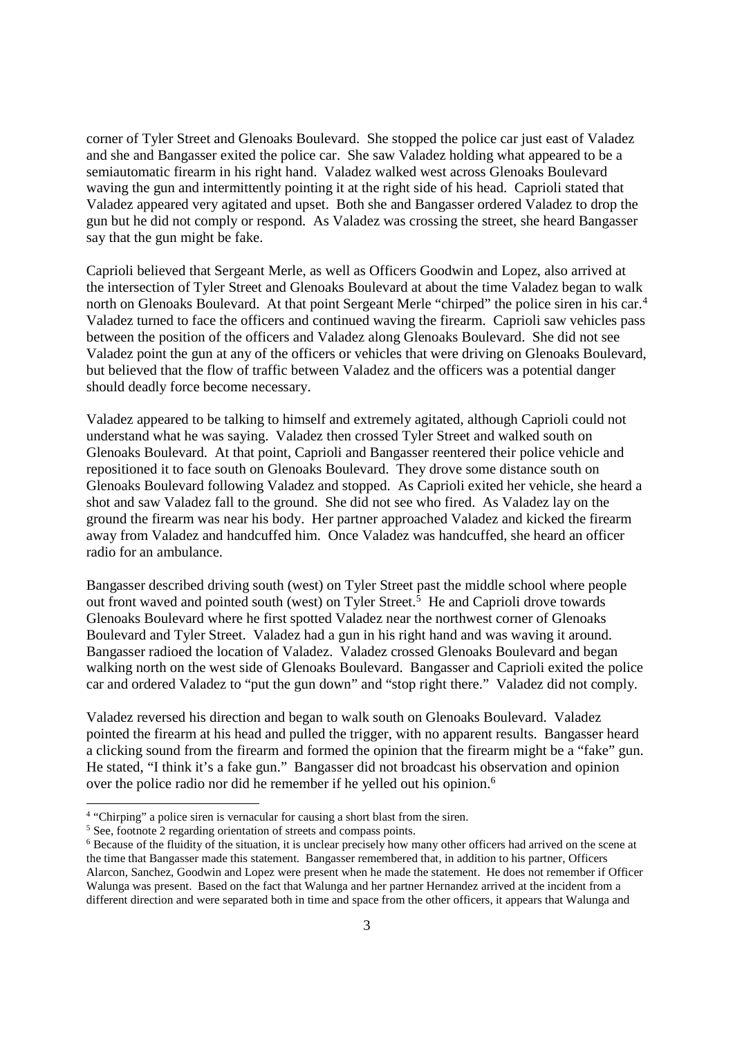corner of Tyler Street and Glenoaks Boulevard. She stopped the police car just east of Valadez and she and Bangasser exited the police car. She saw Valadez holding what appeared to be a semiautomatic firearm in his right hand. Valadez walked west across Glenoaks Boulevard waving the gun and intermittently pointing it at the right side of his head. Caprioli stated that Valadez appeared very agitated and upset. Both she and Bangasser ordered Valadez to drop the gun but he did not comply or respond. As Valadez was crossing the street, she heard Bangasser say that the gun might be fake.

Caprioli believed that Sergeant Merle, as well as Officers Goodwin and Lopez, also arrived at the intersection of Tyler Street and Glenoaks Boulevard at about the time Valadez began to walk north on Glenoaks Boulevard. At that point Sergeant Merle "chirped" the police siren in his car.[4] Valadez turned to face the officers and continued waving the firearm. Caprioli saw vehicles pass between the position of the officers and Valadez along Glenoaks Boulevard. She did not see Valadez point the gun at any of the officers or vehicles that were driving on Glenoaks Boulevard, but believed that the flow of traffic between Valadez and the officers was a potential danger should deadly force become necessary.

Valadez appeared to be talking to himself and extremely agitated, although Caprioli could not understand what he was saying. Valadez then crossed Tyler Street and walked south on Glenoaks Boulevard. At that point, Caprioli and Bangasser reentered their police vehicle and repositioned it to face south on Glenoaks Boulevard. They drove some distance south on Glenoaks Boulevard following Valadez and stopped. As Caprioli exited her vehicle, she heard a shot and saw Valadez fall to the ground. She did not see who fired. As Valadez lay on the ground the firearm was near his body. Her partner approached Valadez and kicked the firearm away from Valadez and handcuffed him. Once Valadez was handcuffed, she heard an officer radio for an ambulance.

Bangasser described driving south (west) on Tyler Street past the middle school where people out front waved and pointed south (west) on Tyler Street.[5] He and Caprioli drove towards Glenoaks Boulevard where he first spotted Valadez near the northwest corner of Glenoaks Boulevard and Tyler Street. Valadez had a gun in his right hand and was waving it around. Bangasser radioed the location of Valadez. Valadez crossed Glenoaks Boulevard and began walking north on the west side of Glenoaks Boulevard. Bangasser and Caprioli exited the police car and ordered Valadez to "put the gun down" and "stop right there." Valadez did not comply.

Valadez reversed his direction and began to walk south on Glenoaks Boulevard. Valadez pointed the firearm at his head and pulled the trigger, with no apparent results. Bangasser heard a clicking sound from the firearm and formed the opinion that the firearm might be a "fake" gun. He stated, "I think it's a fake gun." Bangasser did not broadcast his observation and opinion over the police radio nor did he remember if he yelled out his opinion.[6]

---

[4] "Chirping" a police siren is vernacular for causing a short blast from the siren.

[5] See, footnote 2 regarding orientation of streets and compass points.

[6] Because of the fluidity of the situation, it is unclear precisely how many other officers had arrived on the scene at the time that Bangasser made this statement. Bangasser remembered that, in addition to his partner, Officers Alarcon, Sanchez, Goodwin and Lopez were present when he made the statement. He does not remember if Officer Walunga was present. Based on the fact that Walunga and her partner Hernandez arrived at the incident from a different direction and were separated both in time and space from the other officers, it appears that Walunga and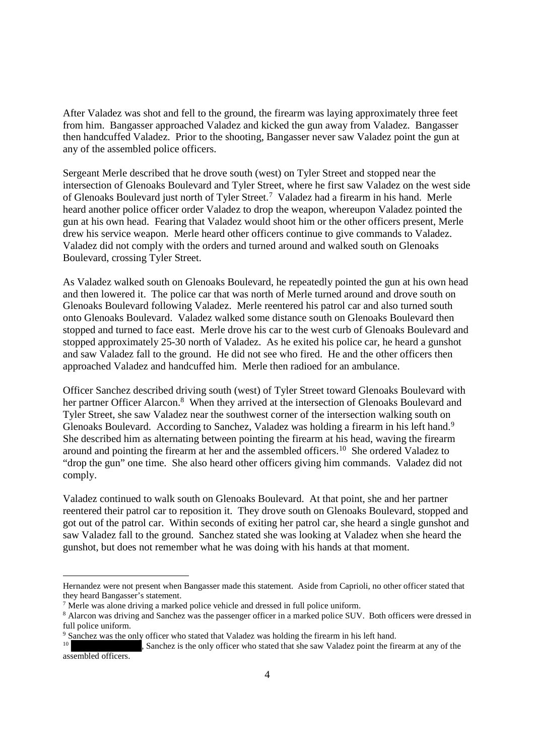After Valadez was shot and fell to the ground, the firearm was laying approximately three feet from him. Bangasser approached Valadez and kicked the gun away from Valadez. Bangasser then handcuffed Valadez. Prior to the shooting, Bangasser never saw Valadez point the gun at any of the assembled police officers.

Sergeant Merle described that he drove south (west) on Tyler Street and stopped near the intersection of Glenoaks Boulevard and Tyler Street, where he first saw Valadez on the west side of Glenoaks Boulevard just north of Tyler Street.[7] Valadez had a firearm in his hand. Merle heard another police officer order Valadez to drop the weapon, whereupon Valadez pointed the gun at his own head. Fearing that Valadez would shoot him or the other officers present, Merle drew his service weapon. Merle heard other officers continue to give commands to Valadez. Valadez did not comply with the orders and turned around and walked south on Glenoaks Boulevard, crossing Tyler Street.

As Valadez walked south on Glenoaks Boulevard, he repeatedly pointed the gun at his own head and then lowered it. The police car that was north of Merle turned around and drove south on Glenoaks Boulevard following Valadez. Merle reentered his patrol car and also turned south onto Glenoaks Boulevard. Valadez walked some distance south on Glenoaks Boulevard then stopped and turned to face east. Merle drove his car to the west curb of Glenoaks Boulevard and stopped approximately 25-30 north of Valadez. As he exited his police car, he heard a gunshot and saw Valadez fall to the ground. He did not see who fired. He and the other officers then approached Valadez and handcuffed him. Merle then radioed for an ambulance.

Officer Sanchez described driving south (west) of Tyler Street toward Glenoaks Boulevard with her partner Officer Alarcon.[8] When they arrived at the intersection of Glenoaks Boulevard and Tyler Street, she saw Valadez near the southwest corner of the intersection walking south on Glenoaks Boulevard. According to Sanchez, Valadez was holding a firearm in his left hand.[9] She described him as alternating between pointing the firearm at his head, waving the firearm around and pointing the firearm at her and the assembled officers.[10] She ordered Valadez to "drop the gun" one time. She also heard other officers giving him commands. Valadez did not comply.

Valadez continued to walk south on Glenoaks Boulevard. At that point, she and her partner reentered their patrol car to reposition it. They drove south on Glenoaks Boulevard, stopped and got out of the patrol car. Within seconds of exiting her patrol car, she heard a single gunshot and saw Valadez fall to the ground. Sanchez stated she was looking at Valadez when she heard the gunshot, but does not remember what he was doing with his hands at that moment.

---

Hernandez were not present when Bangasser made this statement. Aside from Caprioli, no other officer stated that they heard Bangasser's statement.

[7] Merle was alone driving a marked police vehicle and dressed in full police uniform.

[8] Alarcon was driving and Sanchez was the passenger officer in a marked police SUV. Both officers were dressed in full police uniform.

[9] Sanchez was the only officer who stated that Valadez was holding the firearm in his left hand.

[10] [REDACTED], Sanchez is the only officer who stated that she saw Valadez point the firearm at any of the assembled officers.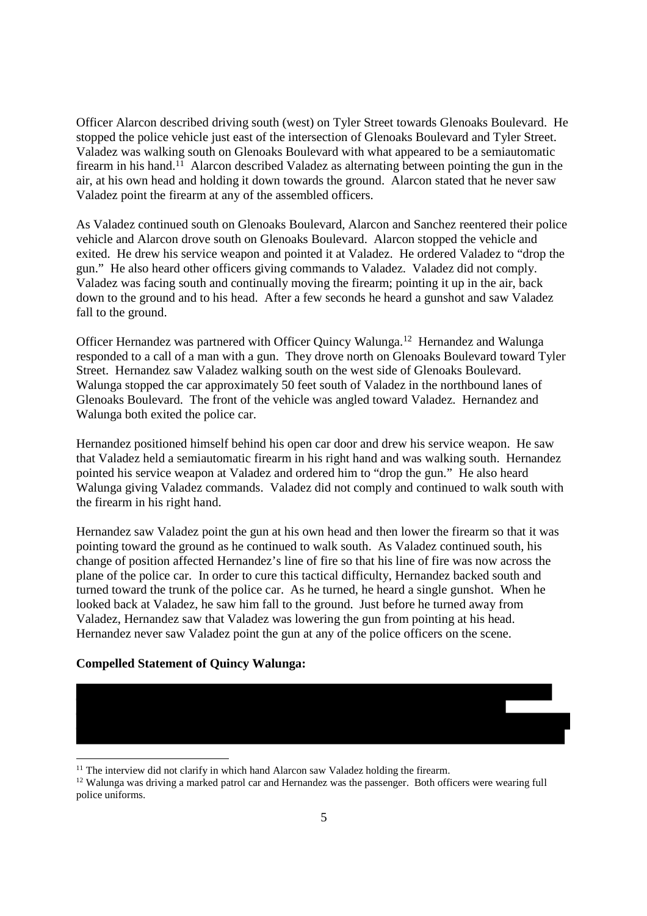Officer Alarcon described driving south (west) on Tyler Street towards Glenoaks Boulevard. He stopped the police vehicle just east of the intersection of Glenoaks Boulevard and Tyler Street. Valadez was walking south on Glenoaks Boulevard with what appeared to be a semiautomatic firearm in his hand.[11] Alarcon described Valadez as alternating between pointing the gun in the air, at his own head and holding it down towards the ground. Alarcon stated that he never saw Valadez point the firearm at any of the assembled officers.

As Valadez continued south on Glenoaks Boulevard, Alarcon and Sanchez reentered their police vehicle and Alarcon drove south on Glenoaks Boulevard. Alarcon stopped the vehicle and exited. He drew his service weapon and pointed it at Valadez. He ordered Valadez to "drop the gun." He also heard other officers giving commands to Valadez. Valadez did not comply. Valadez was facing south and continually moving the firearm; pointing it up in the air, back down to the ground and to his head. After a few seconds he heard a gunshot and saw Valadez fall to the ground.

Officer Hernandez was partnered with Officer Quincy Walunga.[12] Hernandez and Walunga responded to a call of a man with a gun. They drove north on Glenoaks Boulevard toward Tyler Street. Hernandez saw Valadez walking south on the west side of Glenoaks Boulevard. Walunga stopped the car approximately 50 feet south of Valadez in the northbound lanes of Glenoaks Boulevard. The front of the vehicle was angled toward Valadez. Hernandez and Walunga both exited the police car.

Hernandez positioned himself behind his open car door and drew his service weapon. He saw that Valadez held a semiautomatic firearm in his right hand and was walking south. Hernandez pointed his service weapon at Valadez and ordered him to "drop the gun." He also heard Walunga giving Valadez commands. Valadez did not comply and continued to walk south with the firearm in his right hand.

Hernandez saw Valadez point the gun at his own head and then lower the firearm so that it was pointing toward the ground as he continued to walk south. As Valadez continued south, his change of position affected Hernandez's line of fire so that his line of fire was now across the plane of the police car. In order to cure this tactical difficulty, Hernandez backed south and turned toward the trunk of the police car. As he turned, he heard a single gunshot. When he looked back at Valadez, he saw him fall to the ground. Just before he turned away from Valadez, Hernandez saw that Valadez was lowering the gun from pointing at his head. Hernandez never saw Valadez point the gun at any of the police officers on the scene.

**Compelled Statement of Quincy Walunga:**

[11] The interview did not clarify in which hand Alarcon saw Valadez holding the firearm.

[12] Walunga was driving a marked patrol car and Hernandez was the passenger. Both officers were wearing full police uniforms.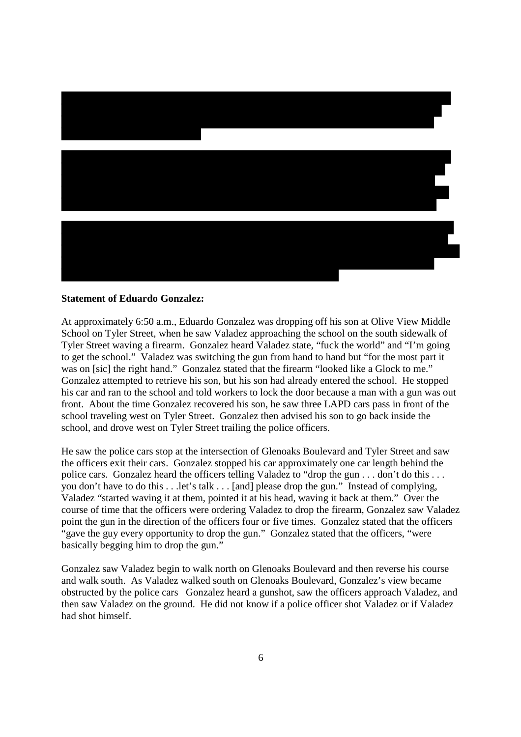**Statement of Eduardo Gonzalez:**

At approximately 6:50 a.m., Eduardo Gonzalez was dropping off his son at Olive View Middle School on Tyler Street, when he saw Valadez approaching the school on the south sidewalk of Tyler Street waving a firearm. Gonzalez heard Valadez state, "fuck the world" and "I'm going to get the school." Valadez was switching the gun from hand to hand but "for the most part it was on [sic] the right hand." Gonzalez stated that the firearm "looked like a Glock to me." Gonzalez attempted to retrieve his son, but his son had already entered the school. He stopped his car and ran to the school and told workers to lock the door because a man with a gun was out front. About the time Gonzalez recovered his son, he saw three LAPD cars pass in front of the school traveling west on Tyler Street. Gonzalez then advised his son to go back inside the school, and drove west on Tyler Street trailing the police officers.

He saw the police cars stop at the intersection of Glenoaks Boulevard and Tyler Street and saw the officers exit their cars. Gonzalez stopped his car approximately one car length behind the police cars. Gonzalez heard the officers telling Valadez to "drop the gun . . . don't do this . . . you don't have to do this . . .let's talk . . . [and] please drop the gun." Instead of complying, Valadez "started waving it at them, pointed it at his head, waving it back at them." Over the course of time that the officers were ordering Valadez to drop the firearm, Gonzalez saw Valadez point the gun in the direction of the officers four or five times. Gonzalez stated that the officers "gave the guy every opportunity to drop the gun." Gonzalez stated that the officers, "were basically begging him to drop the gun."

Gonzalez saw Valadez begin to walk north on Glenoaks Boulevard and then reverse his course and walk south. As Valadez walked south on Glenoaks Boulevard, Gonzalez's view became obstructed by the police cars Gonzalez heard a gunshot, saw the officers approach Valadez, and then saw Valadez on the ground. He did not know if a police officer shot Valadez or if Valadez had shot himself.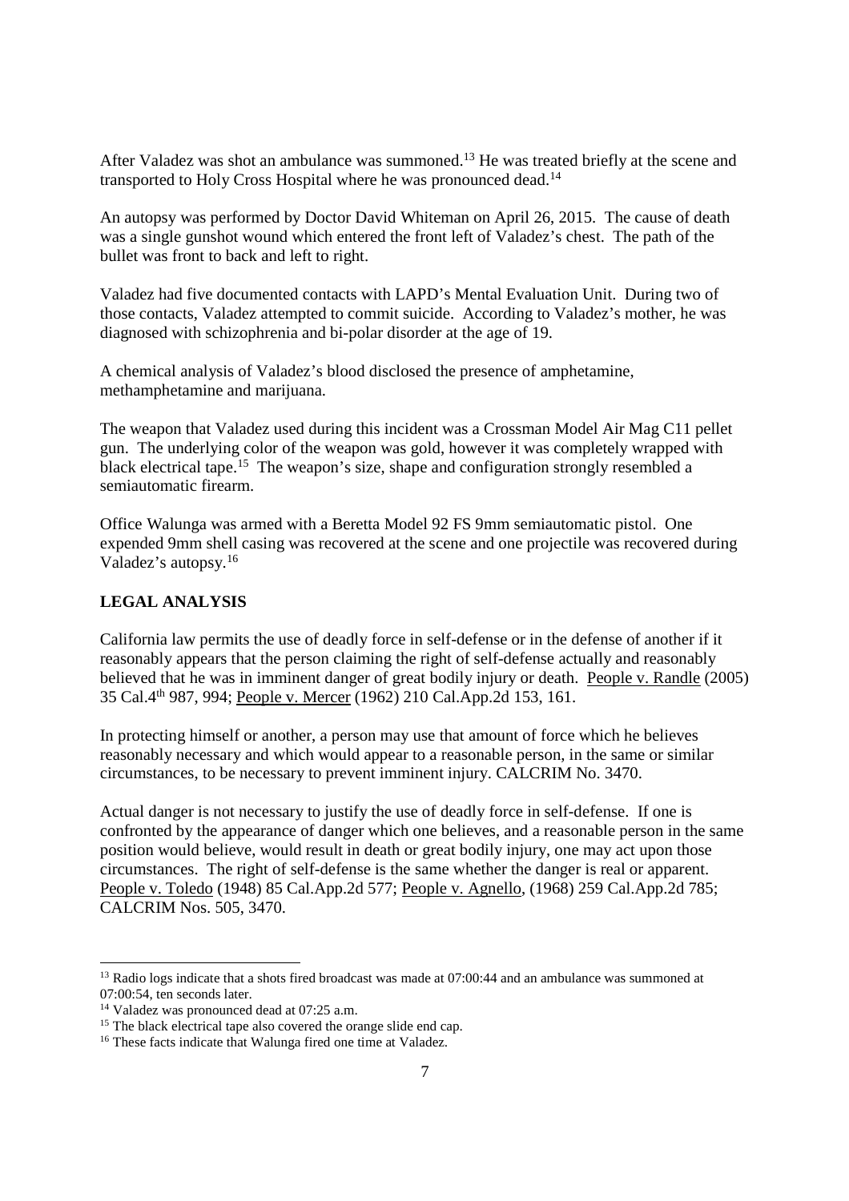After Valadez was shot an ambulance was summoned.[13] He was treated briefly at the scene and transported to Holy Cross Hospital where he was pronounced dead.[14]

An autopsy was performed by Doctor David Whiteman on April 26, 2015. The cause of death was a single gunshot wound which entered the front left of Valadez's chest. The path of the bullet was front to back and left to right.

Valadez had five documented contacts with LAPD's Mental Evaluation Unit. During two of those contacts, Valadez attempted to commit suicide. According to Valadez's mother, he was diagnosed with schizophrenia and bi-polar disorder at the age of 19.

A chemical analysis of Valadez's blood disclosed the presence of amphetamine, methamphetamine and marijuana.

The weapon that Valadez used during this incident was a Crossman Model Air Mag C11 pellet gun. The underlying color of the weapon was gold, however it was completely wrapped with black electrical tape.[15] The weapon's size, shape and configuration strongly resembled a semiautomatic firearm.

Office Walunga was armed with a Beretta Model 92 FS 9mm semiautomatic pistol. One expended 9mm shell casing was recovered at the scene and one projectile was recovered during Valadez's autopsy.[16]

**LEGAL ANALYSIS**

California law permits the use of deadly force in self-defense or in the defense of another if it reasonably appears that the person claiming the right of self-defense actually and reasonably believed that he was in imminent danger of great bodily injury or death. People v. Randle (2005) 35 Cal.4th 987, 994; People v. Mercer (1962) 210 Cal.App.2d 153, 161.

In protecting himself or another, a person may use that amount of force which he believes reasonably necessary and which would appear to a reasonable person, in the same or similar circumstances, to be necessary to prevent imminent injury. CALCRIM No. 3470.

Actual danger is not necessary to justify the use of deadly force in self-defense. If one is confronted by the appearance of danger which one believes, and a reasonable person in the same position would believe, would result in death or great bodily injury, one may act upon those circumstances. The right of self-defense is the same whether the danger is real or apparent. People v. Toledo (1948) 85 Cal.App.2d 577; People v. Agnello, (1968) 259 Cal.App.2d 785; CALCRIM Nos. 505, 3470.

---

[13] Radio logs indicate that a shots fired broadcast was made at 07:00:44 and an ambulance was summoned at 07:00:54, ten seconds later.

[14] Valadez was pronounced dead at 07:25 a.m.

[15] The black electrical tape also covered the orange slide end cap.

[16] These facts indicate that Walunga fired one time at Valadez.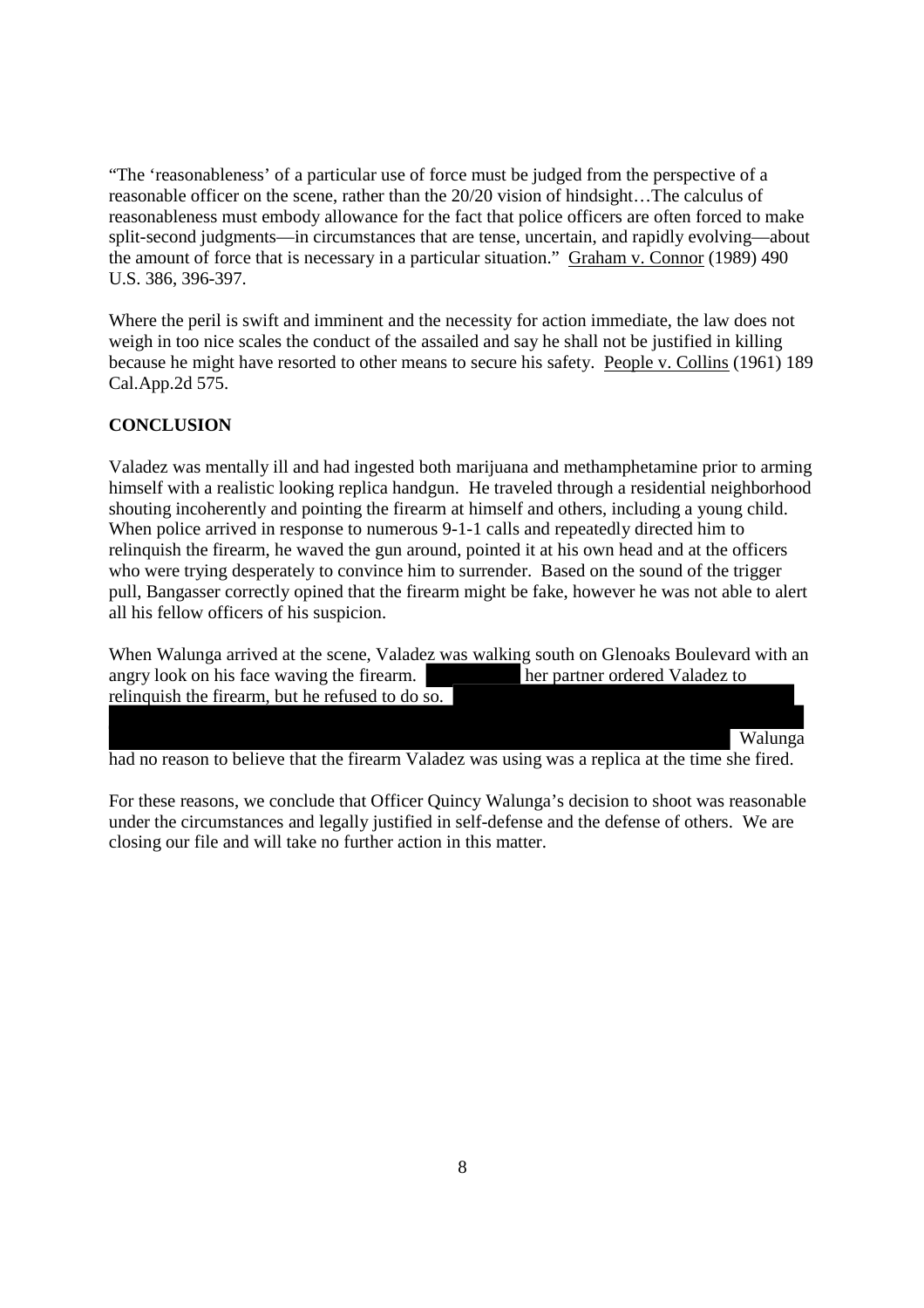"The 'reasonableness' of a particular use of force must be judged from the perspective of a reasonable officer on the scene, rather than the 20/20 vision of hindsight…The calculus of reasonableness must embody allowance for the fact that police officers are often forced to make split-second judgments—in circumstances that are tense, uncertain, and rapidly evolving—about the amount of force that is necessary in a particular situation." Graham v. Connor (1989) 490 U.S. 386, 396-397.

Where the peril is swift and imminent and the necessity for action immediate, the law does not weigh in too nice scales the conduct of the assailed and say he shall not be justified in killing because he might have resorted to other means to secure his safety. People v. Collins (1961) 189 Cal.App.2d 575.

**CONCLUSION**

Valadez was mentally ill and had ingested both marijuana and methamphetamine prior to arming himself with a realistic looking replica handgun. He traveled through a residential neighborhood shouting incoherently and pointing the firearm at himself and others, including a young child. When police arrived in response to numerous 9-1-1 calls and repeatedly directed him to relinquish the firearm, he waved the gun around, pointed it at his own head and at the officers who were trying desperately to convince him to surrender. Based on the sound of the trigger pull, Bangasser correctly opined that the firearm might be fake, however he was not able to alert all his fellow officers of his suspicion.

When Walunga arrived at the scene, Valadez was walking south on Glenoaks Boulevard with an angry look on his face waving the firearm. [REDACTED] her partner ordered Valadez to relinquish the firearm, but he refused to do so. [REDACTED] Walunga had no reason to believe that the firearm Valadez was using was a replica at the time she fired.

For these reasons, we conclude that Officer Quincy Walunga's decision to shoot was reasonable under the circumstances and legally justified in self-defense and the defense of others. We are closing our file and will take no further action in this matter.